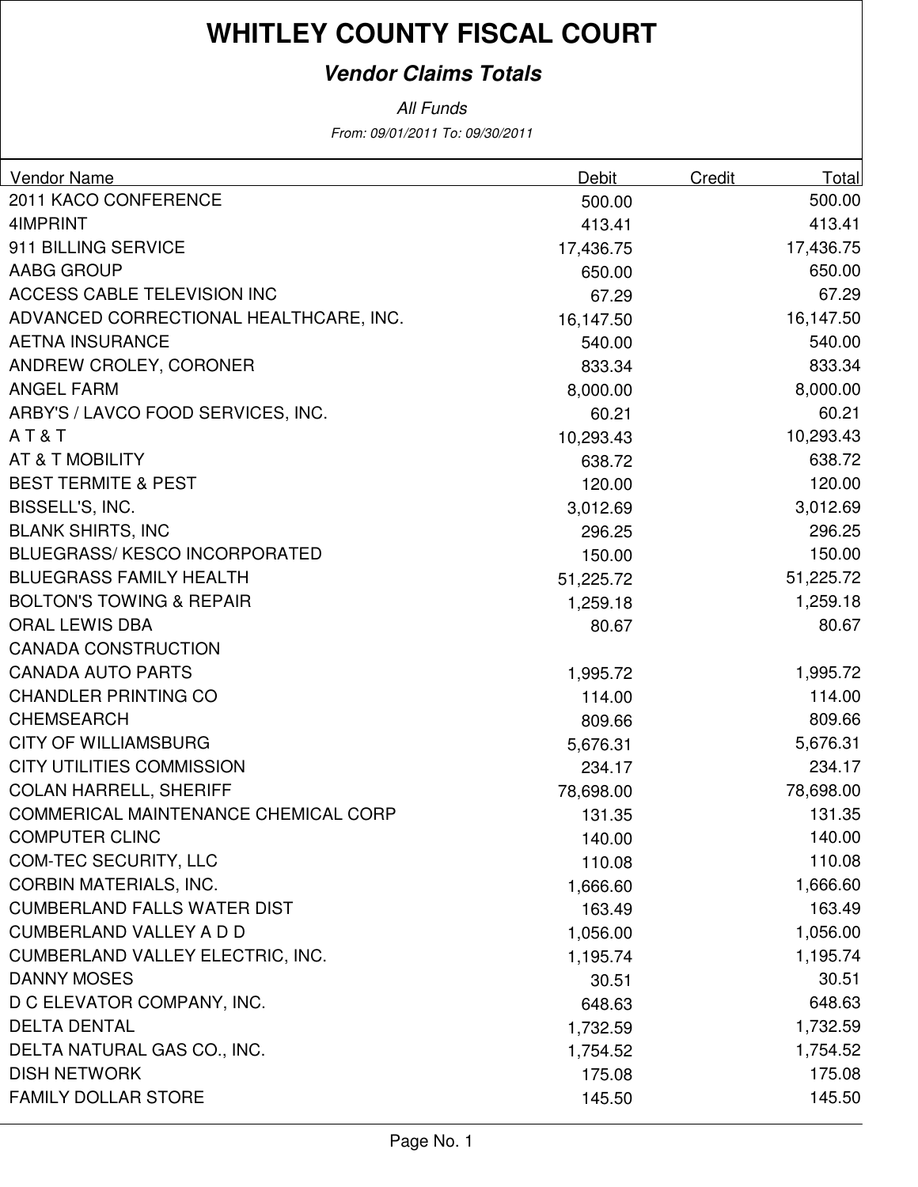# WHITLEY COUNTY FISCAL COURT

## *Vendor Claims Totals*

*All Funds*

*From: 09/01/2011 To: 09/30/2011*

| Vendor Name | Debit | Credit | Total |
|---|---|---|---|
| 2011 KACO CONFERENCE | 500.00 | | 500.00 |
| 4IMPRINT | 413.41 | | 413.41 |
| 911 BILLING SERVICE | 17,436.75 | | 17,436.75 |
| AABG GROUP | 650.00 | | 650.00 |
| ACCESS CABLE TELEVISION INC | 67.29 | | 67.29 |
| ADVANCED CORRECTIONAL HEALTHCARE, INC. | 16,147.50 | | 16,147.50 |
| AETNA INSURANCE | 540.00 | | 540.00 |
| ANDREW CROLEY, CORONER | 833.34 | | 833.34 |
| ANGEL FARM | 8,000.00 | | 8,000.00 |
| ARBY'S / LAVCO FOOD SERVICES, INC. | 60.21 | | 60.21 |
| A T & T | 10,293.43 | | 10,293.43 |
| AT & T MOBILITY | 638.72 | | 638.72 |
| BEST TERMITE & PEST | 120.00 | | 120.00 |
| BISSELL'S, INC. | 3,012.69 | | 3,012.69 |
| BLANK SHIRTS, INC | 296.25 | | 296.25 |
| BLUEGRASS/ KESCO INCORPORATED | 150.00 | | 150.00 |
| BLUEGRASS FAMILY HEALTH | 51,225.72 | | 51,225.72 |
| BOLTON'S TOWING & REPAIR | 1,259.18 | | 1,259.18 |
| ORAL LEWIS DBA | 80.67 | | 80.67 |
| CANADA CONSTRUCTION | | | |
| CANADA AUTO PARTS | 1,995.72 | | 1,995.72 |
| CHANDLER PRINTING CO | 114.00 | | 114.00 |
| CHEMSEARCH | 809.66 | | 809.66 |
| CITY OF WILLIAMSBURG | 5,676.31 | | 5,676.31 |
| CITY UTILITIES COMMISSION | 234.17 | | 234.17 |
| COLAN HARRELL, SHERIFF | 78,698.00 | | 78,698.00 |
| COMMERICAL MAINTENANCE CHEMICAL CORP | 131.35 | | 131.35 |
| COMPUTER CLINC | 140.00 | | 140.00 |
| COM-TEC SECURITY, LLC | 110.08 | | 110.08 |
| CORBIN MATERIALS, INC. | 1,666.60 | | 1,666.60 |
| CUMBERLAND FALLS WATER DIST | 163.49 | | 163.49 |
| CUMBERLAND VALLEY A D D | 1,056.00 | | 1,056.00 |
| CUMBERLAND VALLEY ELECTRIC, INC. | 1,195.74 | | 1,195.74 |
| DANNY MOSES | 30.51 | | 30.51 |
| D C ELEVATOR COMPANY, INC. | 648.63 | | 648.63 |
| DELTA DENTAL | 1,732.59 | | 1,732.59 |
| DELTA NATURAL GAS CO., INC. | 1,754.52 | | 1,754.52 |
| DISH NETWORK | 175.08 | | 175.08 |
| FAMILY DOLLAR STORE | 145.50 | | 145.50 |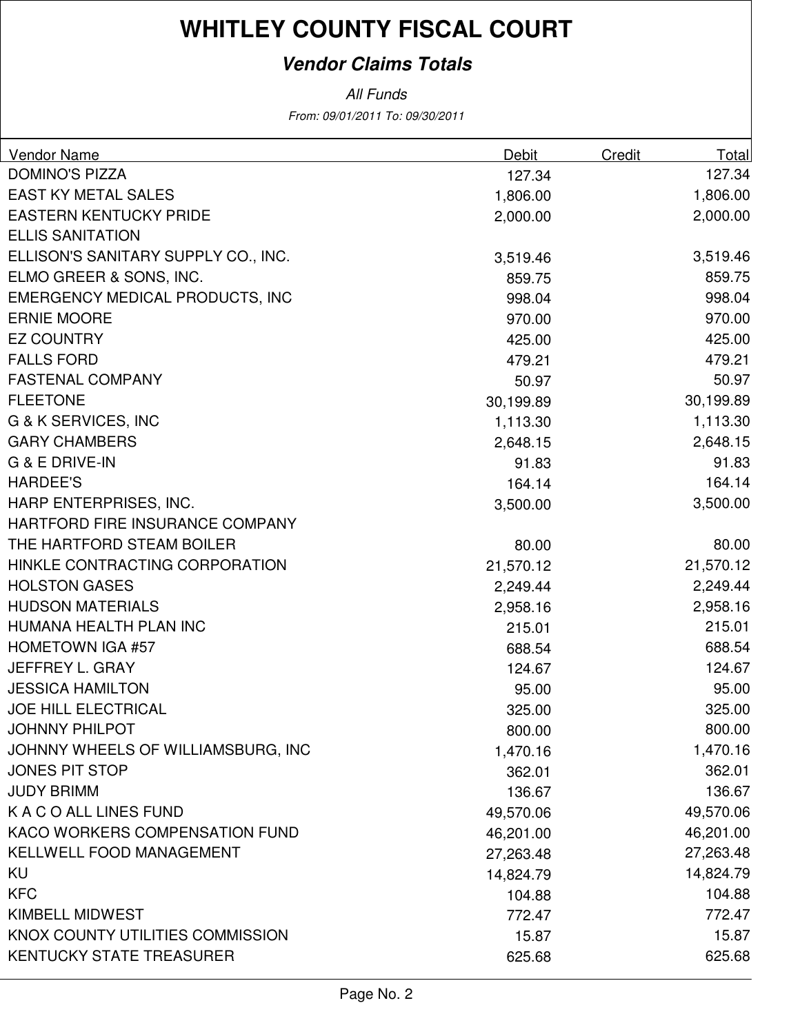# WHITLEY COUNTY FISCAL COURT

## *Vendor Claims Totals*

*All Funds*

*From: 09/01/2011 To: 09/30/2011*

| Vendor Name | Debit | Credit | Total |
|---|---|---|---|
| DOMINO'S PIZZA | 127.34 | | 127.34 |
| EAST KY METAL SALES | 1,806.00 | | 1,806.00 |
| EASTERN KENTUCKY PRIDE | 2,000.00 | | 2,000.00 |
| ELLIS SANITATION | | | |
| ELLISON'S SANITARY SUPPLY CO., INC. | 3,519.46 | | 3,519.46 |
| ELMO GREER & SONS, INC. | 859.75 | | 859.75 |
| EMERGENCY MEDICAL PRODUCTS, INC | 998.04 | | 998.04 |
| ERNIE MOORE | 970.00 | | 970.00 |
| EZ COUNTRY | 425.00 | | 425.00 |
| FALLS FORD | 479.21 | | 479.21 |
| FASTENAL COMPANY | 50.97 | | 50.97 |
| FLEETONE | 30,199.89 | | 30,199.89 |
| G & K SERVICES, INC | 1,113.30 | | 1,113.30 |
| GARY CHAMBERS | 2,648.15 | | 2,648.15 |
| G & E DRIVE-IN | 91.83 | | 91.83 |
| HARDEE'S | 164.14 | | 164.14 |
| HARP ENTERPRISES, INC. | 3,500.00 | | 3,500.00 |
| HARTFORD FIRE INSURANCE COMPANY | | | |
| THE HARTFORD STEAM BOILER | 80.00 | | 80.00 |
| HINKLE CONTRACTING CORPORATION | 21,570.12 | | 21,570.12 |
| HOLSTON GASES | 2,249.44 | | 2,249.44 |
| HUDSON MATERIALS | 2,958.16 | | 2,958.16 |
| HUMANA HEALTH PLAN INC | 215.01 | | 215.01 |
| HOMETOWN IGA #57 | 688.54 | | 688.54 |
| JEFFREY L. GRAY | 124.67 | | 124.67 |
| JESSICA HAMILTON | 95.00 | | 95.00 |
| JOE HILL ELECTRICAL | 325.00 | | 325.00 |
| JOHNNY PHILPOT | 800.00 | | 800.00 |
| JOHNNY WHEELS OF WILLIAMSBURG, INC | 1,470.16 | | 1,470.16 |
| JONES PIT STOP | 362.01 | | 362.01 |
| JUDY BRIMM | 136.67 | | 136.67 |
| K A C O ALL LINES FUND | 49,570.06 | | 49,570.06 |
| KACO WORKERS COMPENSATION FUND | 46,201.00 | | 46,201.00 |
| KELLWELL FOOD MANAGEMENT | 27,263.48 | | 27,263.48 |
| KU | 14,824.79 | | 14,824.79 |
| KFC | 104.88 | | 104.88 |
| KIMBELL MIDWEST | 772.47 | | 772.47 |
| KNOX COUNTY UTILITIES COMMISSION | 15.87 | | 15.87 |
| KENTUCKY STATE TREASURER | 625.68 | | 625.68 |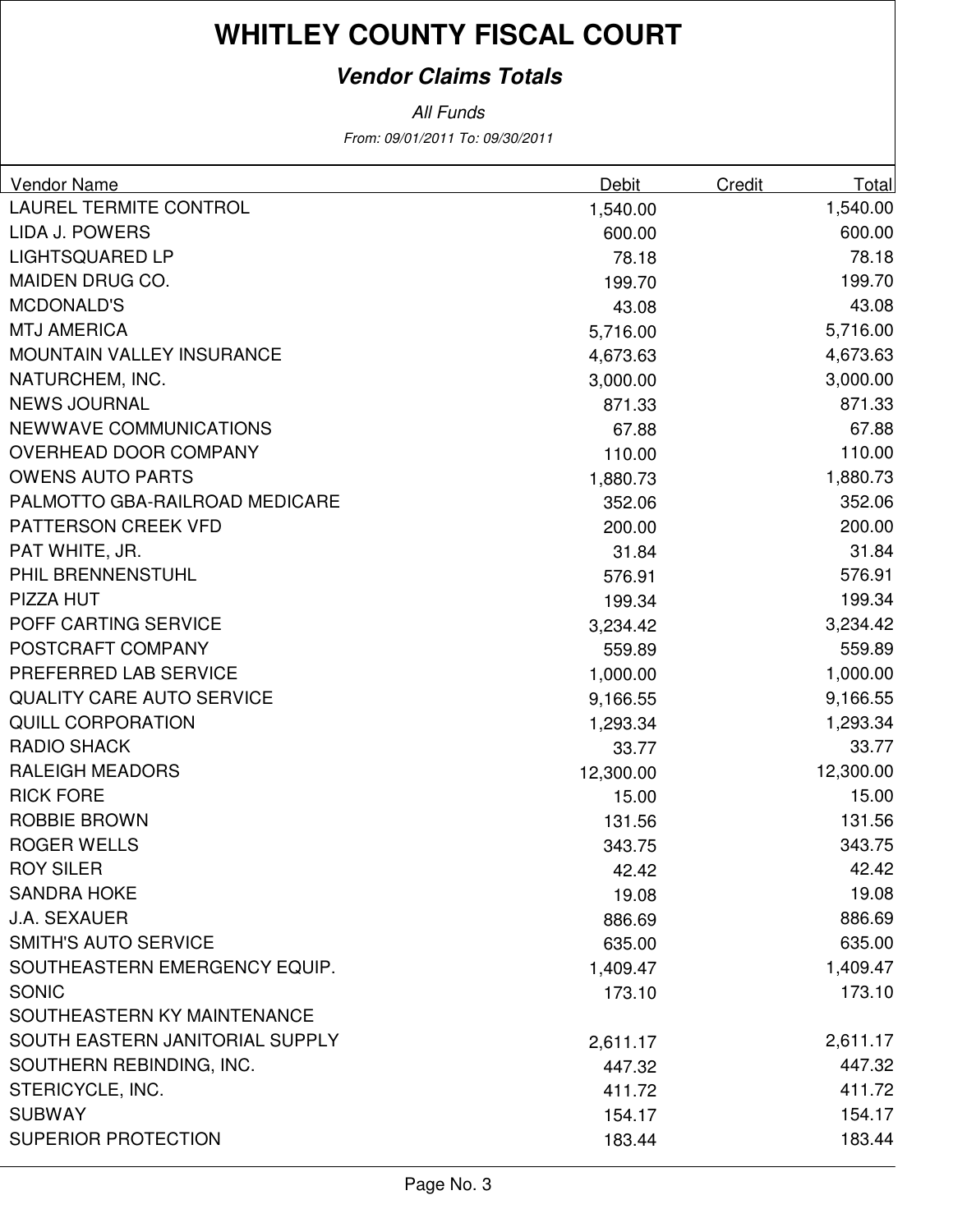# WHITLEY COUNTY FISCAL COURT

## *Vendor Claims Totals*

*All Funds*

*From: 09/01/2011 To: 09/30/2011*

| Vendor Name | Debit | Credit | Total |
|---|---|---|---|
| LAUREL TERMITE CONTROL | 1,540.00 | | 1,540.00 |
| LIDA J. POWERS | 600.00 | | 600.00 |
| LIGHTSQUARED LP | 78.18 | | 78.18 |
| MAIDEN DRUG CO. | 199.70 | | 199.70 |
| MCDONALD'S | 43.08 | | 43.08 |
| MTJ AMERICA | 5,716.00 | | 5,716.00 |
| MOUNTAIN VALLEY INSURANCE | 4,673.63 | | 4,673.63 |
| NATURCHEM, INC. | 3,000.00 | | 3,000.00 |
| NEWS JOURNAL | 871.33 | | 871.33 |
| NEWWAVE COMMUNICATIONS | 67.88 | | 67.88 |
| OVERHEAD DOOR COMPANY | 110.00 | | 110.00 |
| OWENS AUTO PARTS | 1,880.73 | | 1,880.73 |
| PALMOTTO GBA-RAILROAD MEDICARE | 352.06 | | 352.06 |
| PATTERSON CREEK VFD | 200.00 | | 200.00 |
| PAT WHITE, JR. | 31.84 | | 31.84 |
| PHIL BRENNENSTUHL | 576.91 | | 576.91 |
| PIZZA HUT | 199.34 | | 199.34 |
| POFF CARTING SERVICE | 3,234.42 | | 3,234.42 |
| POSTCRAFT COMPANY | 559.89 | | 559.89 |
| PREFERRED LAB SERVICE | 1,000.00 | | 1,000.00 |
| QUALITY CARE AUTO SERVICE | 9,166.55 | | 9,166.55 |
| QUILL CORPORATION | 1,293.34 | | 1,293.34 |
| RADIO SHACK | 33.77 | | 33.77 |
| RALEIGH MEADORS | 12,300.00 | | 12,300.00 |
| RICK FORE | 15.00 | | 15.00 |
| ROBBIE BROWN | 131.56 | | 131.56 |
| ROGER WELLS | 343.75 | | 343.75 |
| ROY SILER | 42.42 | | 42.42 |
| SANDRA HOKE | 19.08 | | 19.08 |
| J.A. SEXAUER | 886.69 | | 886.69 |
| SMITH'S AUTO SERVICE | 635.00 | | 635.00 |
| SOUTHEASTERN EMERGENCY EQUIP. | 1,409.47 | | 1,409.47 |
| SONIC | 173.10 | | 173.10 |
| SOUTHEASTERN KY MAINTENANCE | | | |
| SOUTH EASTERN JANITORIAL SUPPLY | 2,611.17 | | 2,611.17 |
| SOUTHERN REBINDING, INC. | 447.32 | | 447.32 |
| STERICYCLE, INC. | 411.72 | | 411.72 |
| SUBWAY | 154.17 | | 154.17 |
| SUPERIOR PROTECTION | 183.44 | | 183.44 |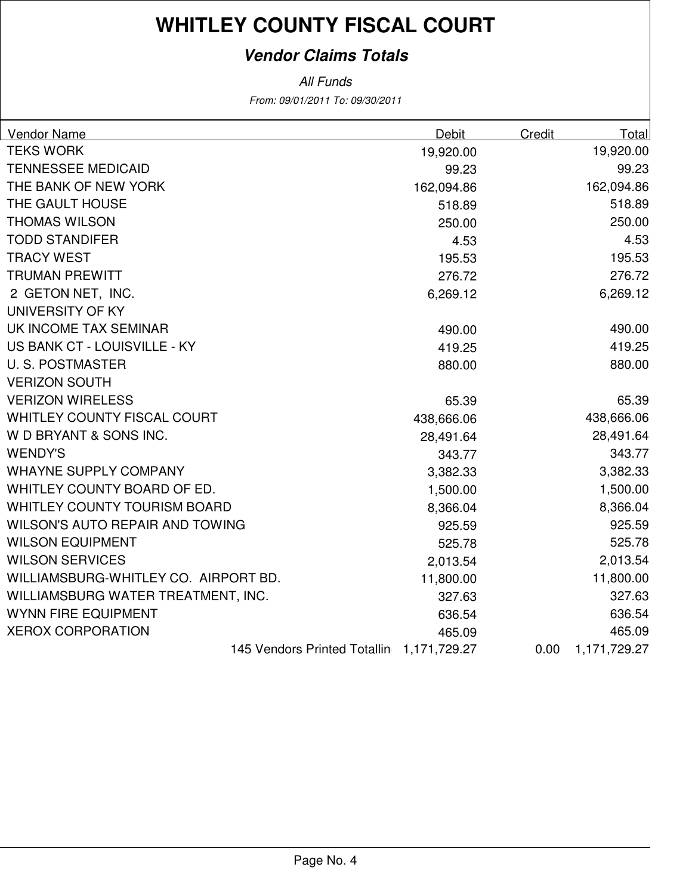# WHITLEY COUNTY FISCAL COURT

## *Vendor Claims Totals*

*All Funds*

*From: 09/01/2011 To: 09/30/2011*

| Vendor Name | Debit | Credit | Total |
|---|---|---|---|
| TEKS WORK | 19,920.00 | | 19,920.00 |
| TENNESSEE MEDICAID | 99.23 | | 99.23 |
| THE BANK OF NEW YORK | 162,094.86 | | 162,094.86 |
| THE GAULT HOUSE | 518.89 | | 518.89 |
| THOMAS WILSON | 250.00 | | 250.00 |
| TODD STANDIFER | 4.53 | | 4.53 |
| TRACY WEST | 195.53 | | 195.53 |
| TRUMAN PREWITT | 276.72 | | 276.72 |
| 2 GETON NET, INC. | 6,269.12 | | 6,269.12 |
| UNIVERSITY OF KY | | | |
| UK INCOME TAX SEMINAR | 490.00 | | 490.00 |
| US BANK CT - LOUISVILLE - KY | 419.25 | | 419.25 |
| U. S. POSTMASTER | 880.00 | | 880.00 |
| VERIZON SOUTH | | | |
| VERIZON WIRELESS | 65.39 | | 65.39 |
| WHITLEY COUNTY FISCAL COURT | 438,666.06 | | 438,666.06 |
| W D BRYANT & SONS INC. | 28,491.64 | | 28,491.64 |
| WENDY'S | 343.77 | | 343.77 |
| WHAYNE SUPPLY COMPANY | 3,382.33 | | 3,382.33 |
| WHITLEY COUNTY BOARD OF ED. | 1,500.00 | | 1,500.00 |
| WHITLEY COUNTY TOURISM BOARD | 8,366.04 | | 8,366.04 |
| WILSON'S AUTO REPAIR AND TOWING | 925.59 | | 925.59 |
| WILSON EQUIPMENT | 525.78 | | 525.78 |
| WILSON SERVICES | 2,013.54 | | 2,013.54 |
| WILLIAMSBURG-WHITLEY CO. AIRPORT BD. | 11,800.00 | | 11,800.00 |
| WILLIAMSBURG WATER TREATMENT, INC. | 327.63 | | 327.63 |
| WYNN FIRE EQUIPMENT | 636.54 | | 636.54 |
| XEROX CORPORATION | 465.09 | | 465.09 |
| 145 Vendors Printed Totalling | 1,171,729.27 | 0.00 | 1,171,729.27 |